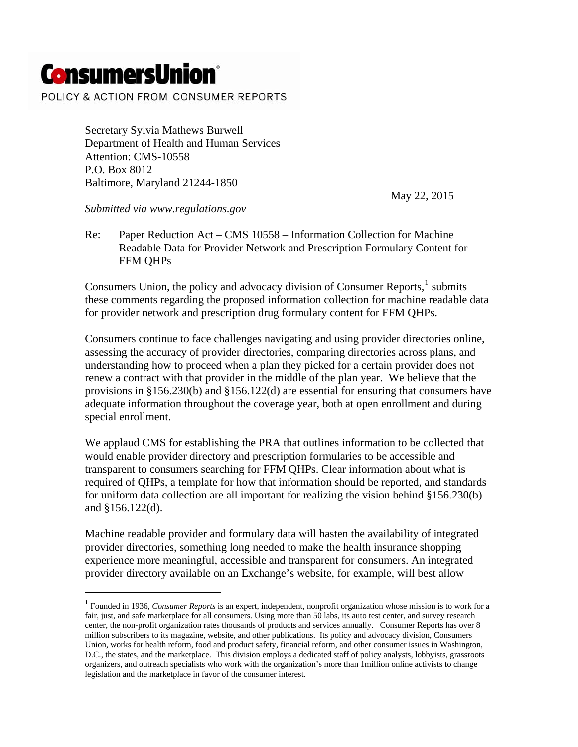**ConsumersUnion**

POLICY & ACTION FROM CONSUMER REPORTS

Secretary Sylvia Mathews Burwell
Department of Health and Human Services
Attention: CMS-10558
P.O. Box 8012
Baltimore, Maryland 21244-1850

May 22, 2015

*Submitted via www.regulations.gov*

Re: Paper Reduction Act – CMS 10558 – Information Collection for Machine Readable Data for Provider Network and Prescription Formulary Content for FFM QHPs

Consumers Union, the policy and advocacy division of Consumer Reports,[1] submits these comments regarding the proposed information collection for machine readable data for provider network and prescription drug formulary content for FFM QHPs.

Consumers continue to face challenges navigating and using provider directories online, assessing the accuracy of provider directories, comparing directories across plans, and understanding how to proceed when a plan they picked for a certain provider does not renew a contract with that provider in the middle of the plan year. We believe that the provisions in §156.230(b) and §156.122(d) are essential for ensuring that consumers have adequate information throughout the coverage year, both at open enrollment and during special enrollment.

We applaud CMS for establishing the PRA that outlines information to be collected that would enable provider directory and prescription formularies to be accessible and transparent to consumers searching for FFM QHPs. Clear information about what is required of QHPs, a template for how that information should be reported, and standards for uniform data collection are all important for realizing the vision behind §156.230(b) and §156.122(d).

Machine readable provider and formulary data will hasten the availability of integrated provider directories, something long needed to make the health insurance shopping experience more meaningful, accessible and transparent for consumers. An integrated provider directory available on an Exchange's website, for example, will best allow

[1] Founded in 1936, *Consumer Reports* is an expert, independent, nonprofit organization whose mission is to work for a fair, just, and safe marketplace for all consumers. Using more than 50 labs, its auto test center, and survey research center, the non-profit organization rates thousands of products and services annually. Consumer Reports has over 8 million subscribers to its magazine, website, and other publications. Its policy and advocacy division, Consumers Union, works for health reform, food and product safety, financial reform, and other consumer issues in Washington, D.C., the states, and the marketplace. This division employs a dedicated staff of policy analysts, lobbyists, grassroots organizers, and outreach specialists who work with the organization's more than 1million online activists to change legislation and the marketplace in favor of the consumer interest.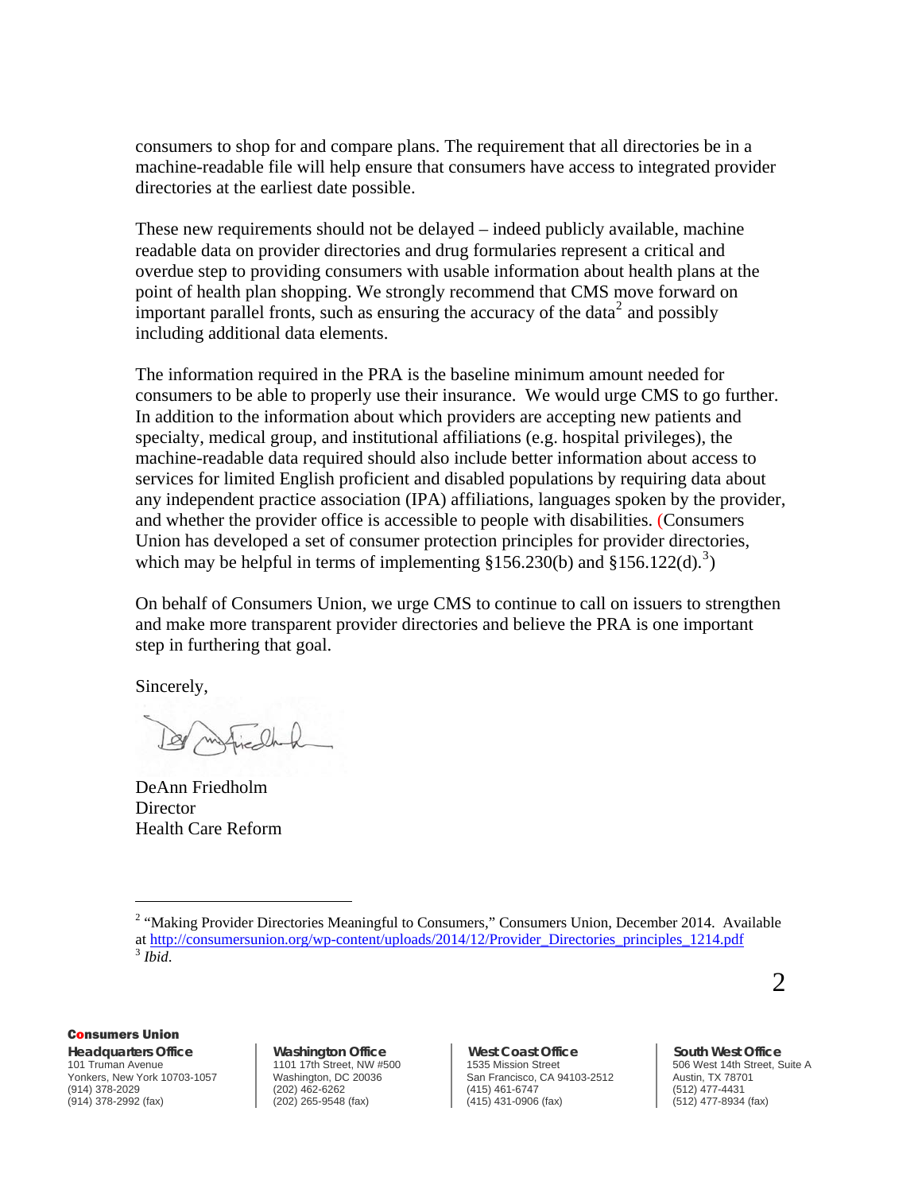consumers to shop for and compare plans. The requirement that all directories be in a machine-readable file will help ensure that consumers have access to integrated provider directories at the earliest date possible.

These new requirements should not be delayed – indeed publicly available, machine readable data on provider directories and drug formularies represent a critical and overdue step to providing consumers with usable information about health plans at the point of health plan shopping. We strongly recommend that CMS move forward on important parallel fronts, such as ensuring the accuracy of the data[2] and possibly including additional data elements.

The information required in the PRA is the baseline minimum amount needed for consumers to be able to properly use their insurance. We would urge CMS to go further. In addition to the information about which providers are accepting new patients and specialty, medical group, and institutional affiliations (e.g. hospital privileges), the machine-readable data required should also include better information about access to services for limited English proficient and disabled populations by requiring data about any independent practice association (IPA) affiliations, languages spoken by the provider, and whether the provider office is accessible to people with disabilities. (Consumers Union has developed a set of consumer protection principles for provider directories, which may be helpful in terms of implementing §156.230(b) and §156.122(d).[3])

On behalf of Consumers Union, we urge CMS to continue to call on issuers to strengthen and make more transparent provider directories and believe the PRA is one important step in furthering that goal.

Sincerely,

DeAnn Friedholm  
Director  
Health Care Reform

---

[2] "Making Provider Directories Meaningful to Consumers," Consumers Union, December 2014. Available at http://consumersunion.org/wp-content/uploads/2014/12/Provider_Directories_principles_1214.pdf

[3] *Ibid*.

**Consumers Union**

**Headquarters Office**  
101 Truman Avenue  
Yonkers, New York 10703-1057  
(914) 378-2029  
(914) 378-2992 (fax)

**Washington Office**  
1101 17th Street, NW #500  
Washington, DC 20036  
(202) 462-6262  
(202) 265-9548 (fax)

**West Coast Office**  
1535 Mission Street  
San Francisco, CA 94103-2512  
(415) 461-6747  
(415) 431-0906 (fax)

**South West Office**  
506 West 14th Street, Suite A  
Austin, TX 78701  
(512) 477-4431  
(512) 477-8934 (fax)